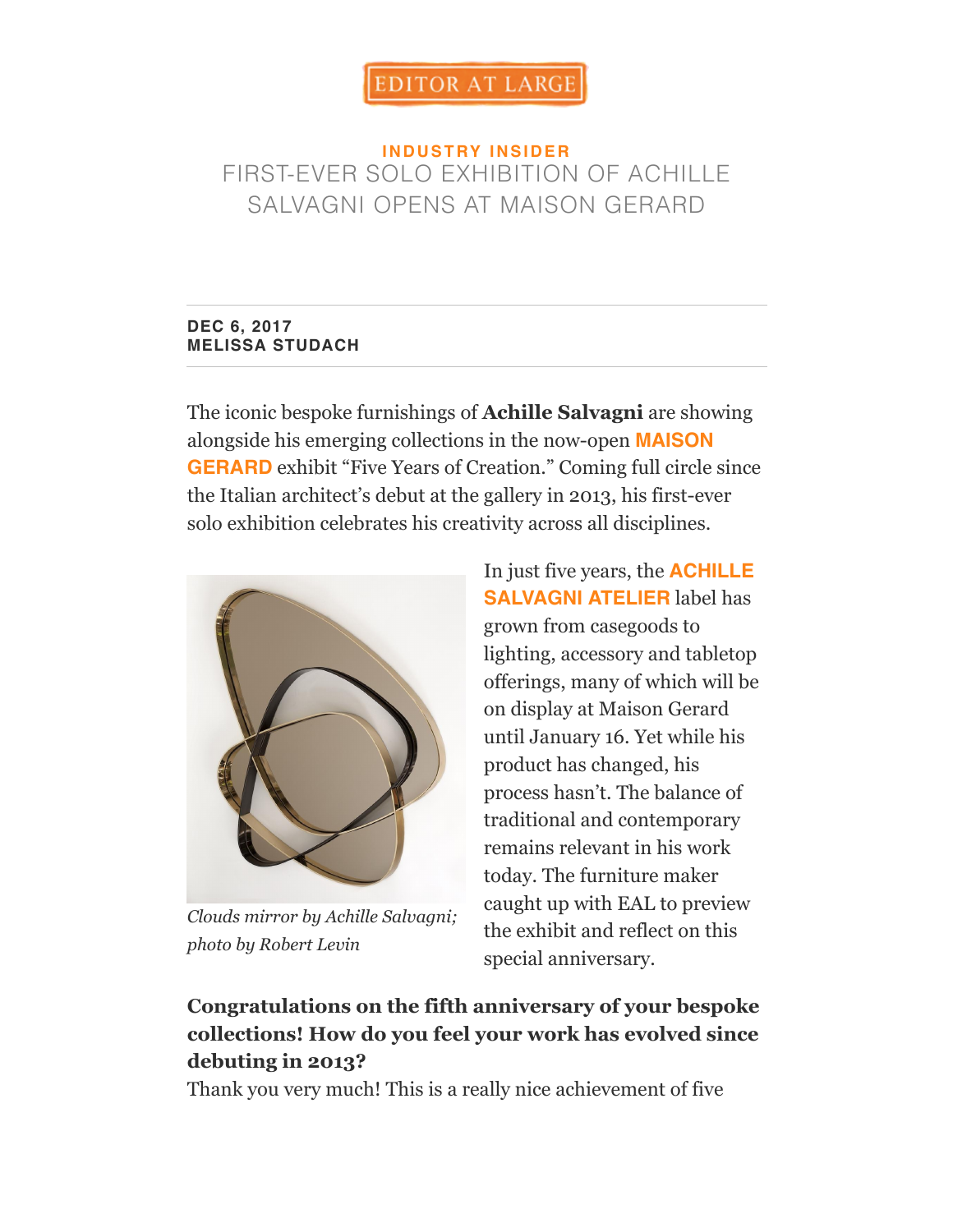EDITOR AT LARGE

INDUSTRY INSIDER

# FIRST-EVER SOLO EXHIBITION OF ACHILLE SALVAGNI OPENS AT MAISON GERARD

**DEC 6, 2017**
**MELISSA STUDACH**

The iconic bespoke furnishings of **Achille Salvagni** are showing alongside his emerging collections in the now-open **MAISON GERARD** exhibit "Five Years of Creation." Coming full circle since the Italian architect's debut at the gallery in 2013, his first-ever solo exhibition celebrates his creativity across all disciplines.

*Clouds mirror by Achille Salvagni; photo by Robert Levin*

In just five years, the **ACHILLE SALVAGNI ATELIER** label has grown from casegoods to lighting, accessory and tabletop offerings, many of which will be on display at Maison Gerard until January 16. Yet while his product has changed, his process hasn't. The balance of traditional and contemporary remains relevant in his work today. The furniture maker caught up with EAL to preview the exhibit and reflect on this special anniversary.

**Congratulations on the fifth anniversary of your bespoke collections! How do you feel your work has evolved since debuting in 2013?**

Thank you very much! This is a really nice achievement of five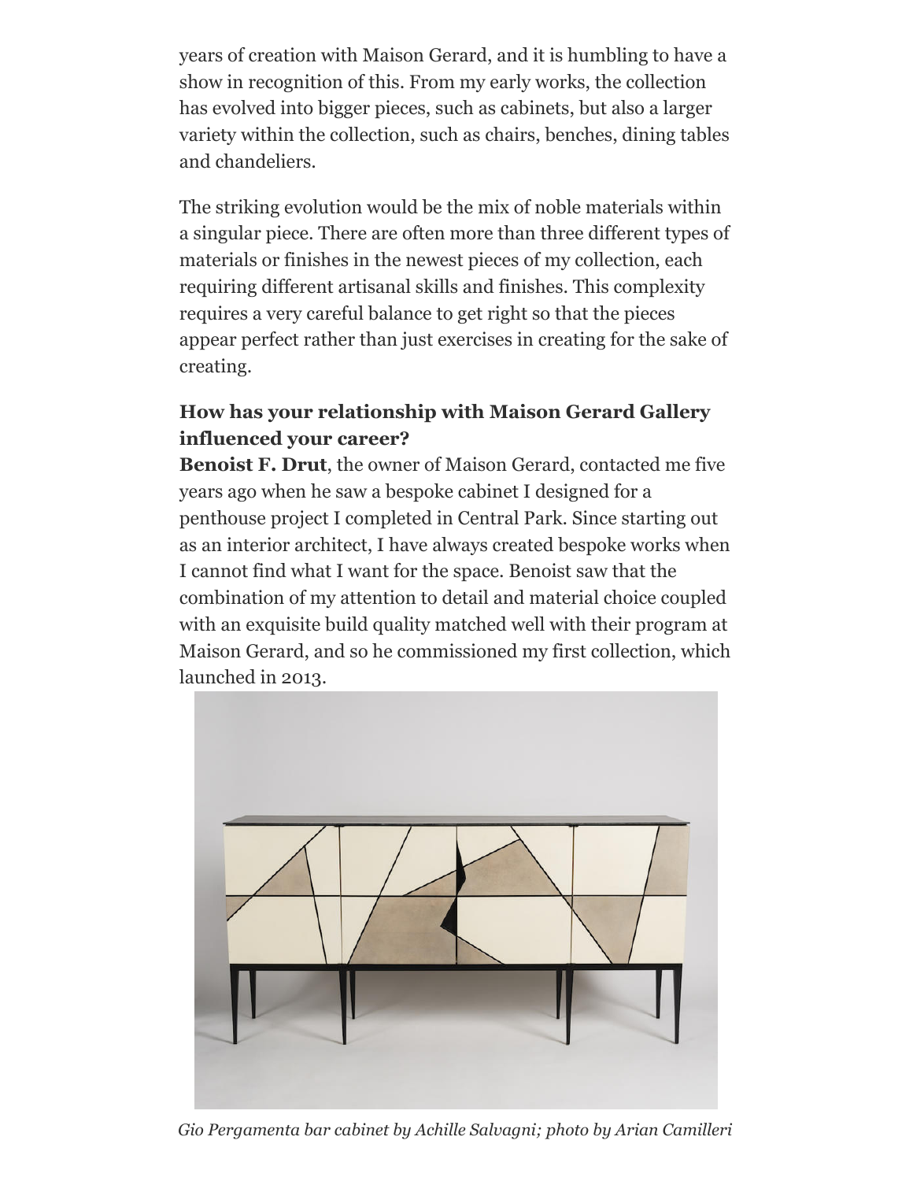years of creation with Maison Gerard, and it is humbling to have a show in recognition of this. From my early works, the collection has evolved into bigger pieces, such as cabinets, but also a larger variety within the collection, such as chairs, benches, dining tables and chandeliers.

The striking evolution would be the mix of noble materials within a singular piece. There are often more than three different types of materials or finishes in the newest pieces of my collection, each requiring different artisanal skills and finishes. This complexity requires a very careful balance to get right so that the pieces appear perfect rather than just exercises in creating for the sake of creating.

**How has your relationship with Maison Gerard Gallery influenced your career?**

**Benoist F. Drut**, the owner of Maison Gerard, contacted me five years ago when he saw a bespoke cabinet I designed for a penthouse project I completed in Central Park. Since starting out as an interior architect, I have always created bespoke works when I cannot find what I want for the space. Benoist saw that the combination of my attention to detail and material choice coupled with an exquisite build quality matched well with their program at Maison Gerard, and so he commissioned my first collection, which launched in 2013.

*Gio Pergamenta bar cabinet by Achille Salvagni; photo by Arian Camilleri*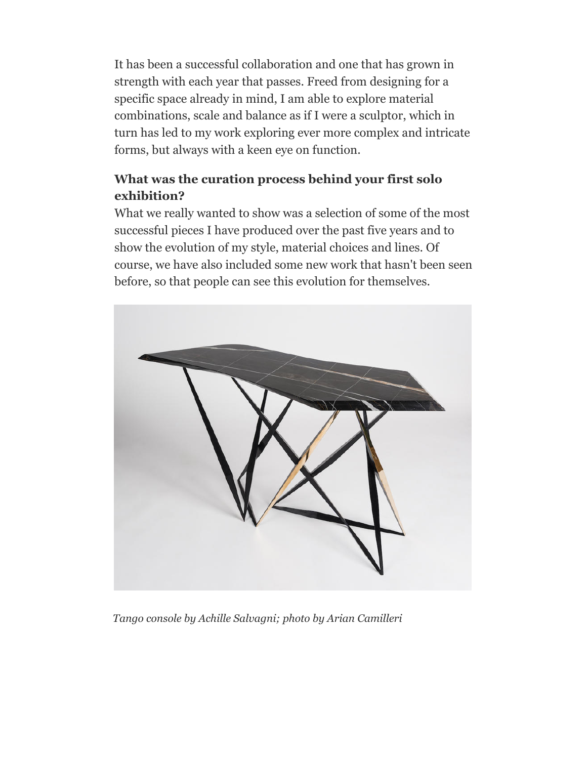It has been a successful collaboration and one that has grown in strength with each year that passes. Freed from designing for a specific space already in mind, I am able to explore material combinations, scale and balance as if I were a sculptor, which in turn has led to my work exploring ever more complex and intricate forms, but always with a keen eye on function.

**What was the curation process behind your first solo exhibition?**

What we really wanted to show was a selection of some of the most successful pieces I have produced over the past five years and to show the evolution of my style, material choices and lines. Of course, we have also included some new work that hasn't been seen before, so that people can see this evolution for themselves.

*Tango console by Achille Salvagni; photo by Arian Camilleri*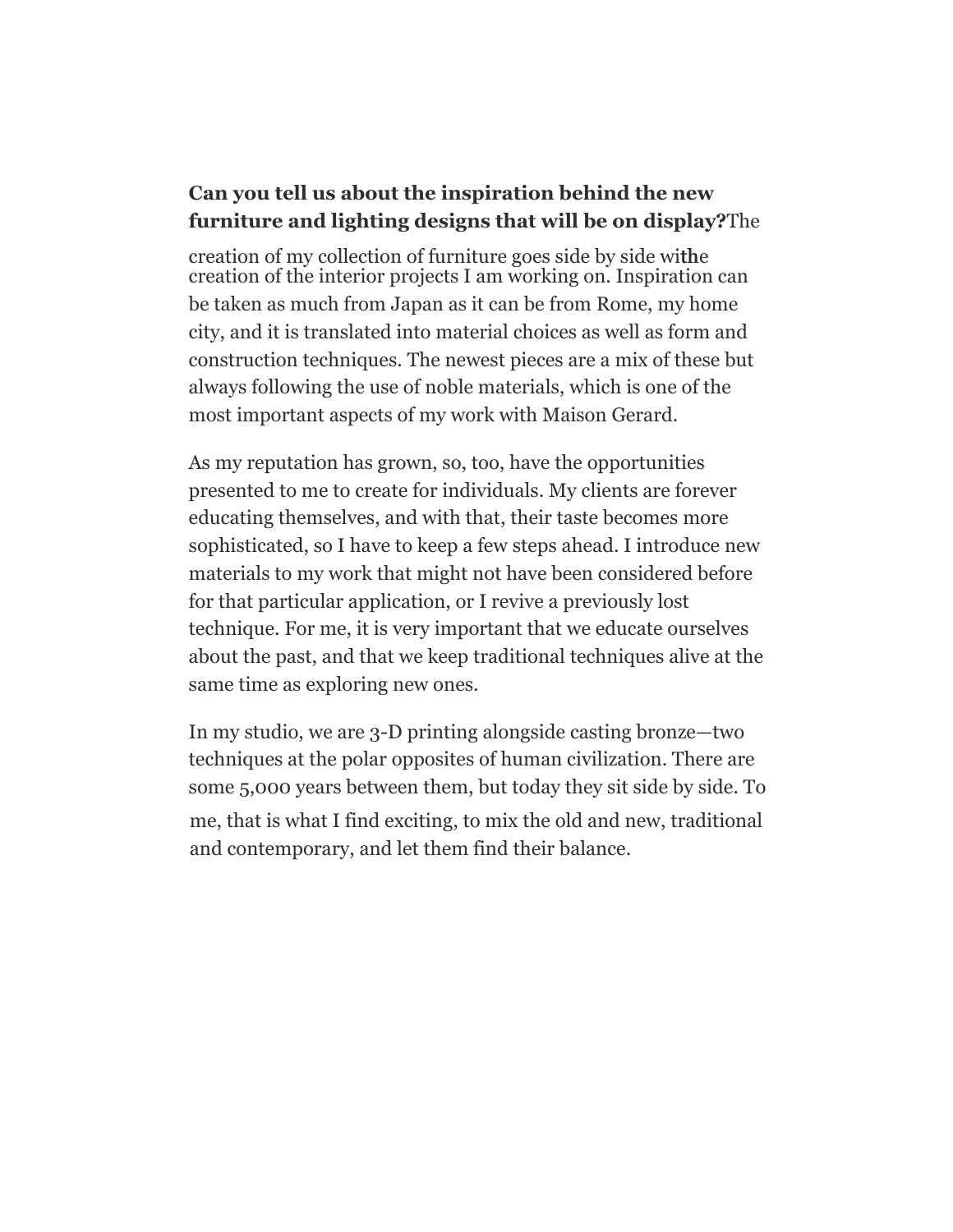**Can you tell us about the inspiration behind the new furniture and lighting designs that will be on display?** The creation of my collection of furniture goes side by side with the creation of the interior projects I am working on. Inspiration can be taken as much from Japan as it can be from Rome, my home city, and it is translated into material choices as well as form and construction techniques. The newest pieces are a mix of these but always following the use of noble materials, which is one of the most important aspects of my work with Maison Gerard.

As my reputation has grown, so, too, have the opportunities presented to me to create for individuals. My clients are forever educating themselves, and with that, their taste becomes more sophisticated, so I have to keep a few steps ahead. I introduce new materials to my work that might not have been considered before for that particular application, or I revive a previously lost technique. For me, it is very important that we educate ourselves about the past, and that we keep traditional techniques alive at the same time as exploring new ones.

In my studio, we are 3-D printing alongside casting bronze—two techniques at the polar opposites of human civilization. There are some 5,000 years between them, but today they sit side by side. To me, that is what I find exciting, to mix the old and new, traditional and contemporary, and let them find their balance.